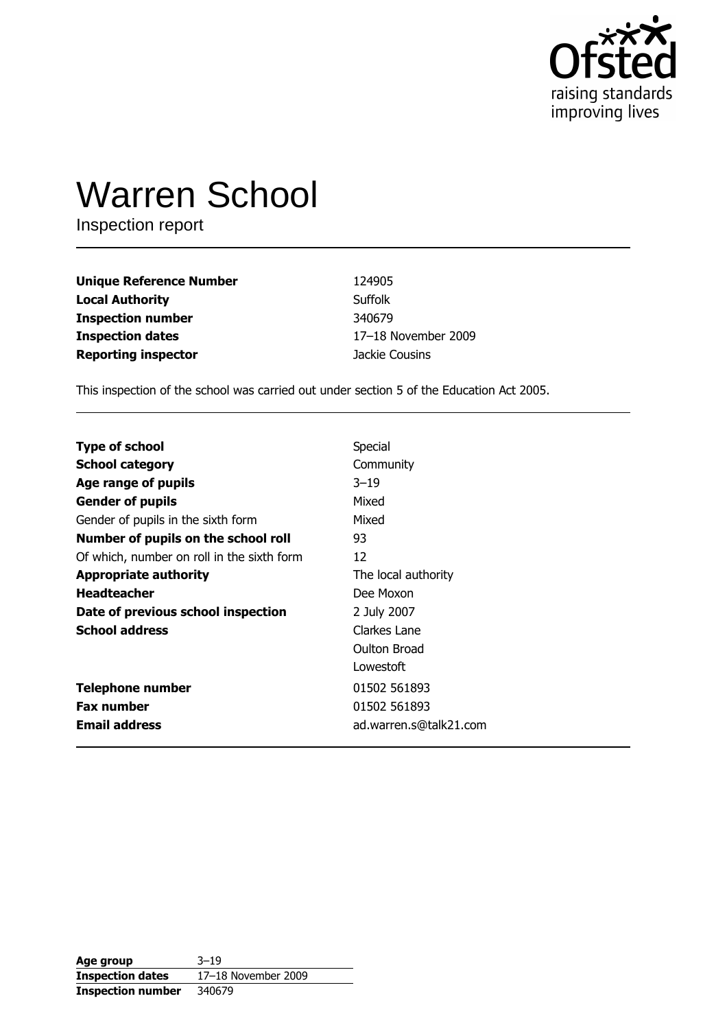# Warren School

Inspection report

| | |
|---|---|
| **Unique Reference Number** | 124905 |
| **Local Authority** | Suffolk |
| **Inspection number** | 340679 |
| **Inspection dates** | 17–18 November 2009 |
| **Reporting inspector** | Jackie Cousins |

This inspection of the school was carried out under section 5 of the Education Act 2005.

| | |
|---|---|
| **Type of school** | Special |
| **School category** | Community |
| **Age range of pupils** | 3–19 |
| **Gender of pupils** | Mixed |
| Gender of pupils in the sixth form | Mixed |
| **Number of pupils on the school roll** | 93 |
| Of which, number on roll in the sixth form | 12 |
| **Appropriate authority** | The local authority |
| **Headteacher** | Dee Moxon |
| **Date of previous school inspection** | 2 July 2007 |
| **School address** | Clarkes Lane<br>Oulton Broad<br>Lowestoft |
| **Telephone number** | 01502 561893 |
| **Fax number** | 01502 561893 |
| **Email address** | ad.warren.s@talk21.com |

| | |
|---|---|
| **Age group** | 3–19 |
| **Inspection dates** | 17–18 November 2009 |
| **Inspection number** | 340679 |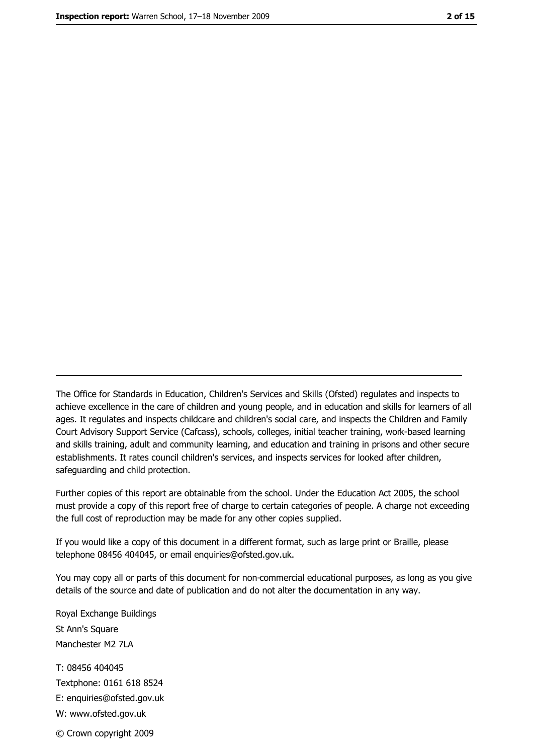The Office for Standards in Education, Children's Services and Skills (Ofsted) regulates and inspects to achieve excellence in the care of children and young people, and in education and skills for learners of all ages. It regulates and inspects childcare and children's social care, and inspects the Children and Family Court Advisory Support Service (Cafcass), schools, colleges, initial teacher training, work-based learning and skills training, adult and community learning, and education and training in prisons and other secure establishments. It rates council children's services, and inspects services for looked after children, safeguarding and child protection.

Further copies of this report are obtainable from the school. Under the Education Act 2005, the school must provide a copy of this report free of charge to certain categories of people. A charge not exceeding the full cost of reproduction may be made for any other copies supplied.

If you would like a copy of this document in a different format, such as large print or Braille, please telephone 08456 404045, or email enquiries@ofsted.gov.uk.

You may copy all or parts of this document for non-commercial educational purposes, as long as you give details of the source and date of publication and do not alter the documentation in any way.

Royal Exchange Buildings
St Ann's Square
Manchester M2 7LA

T: 08456 404045
Textphone: 0161 618 8524
E: enquiries@ofsted.gov.uk
W: www.ofsted.gov.uk

© Crown copyright 2009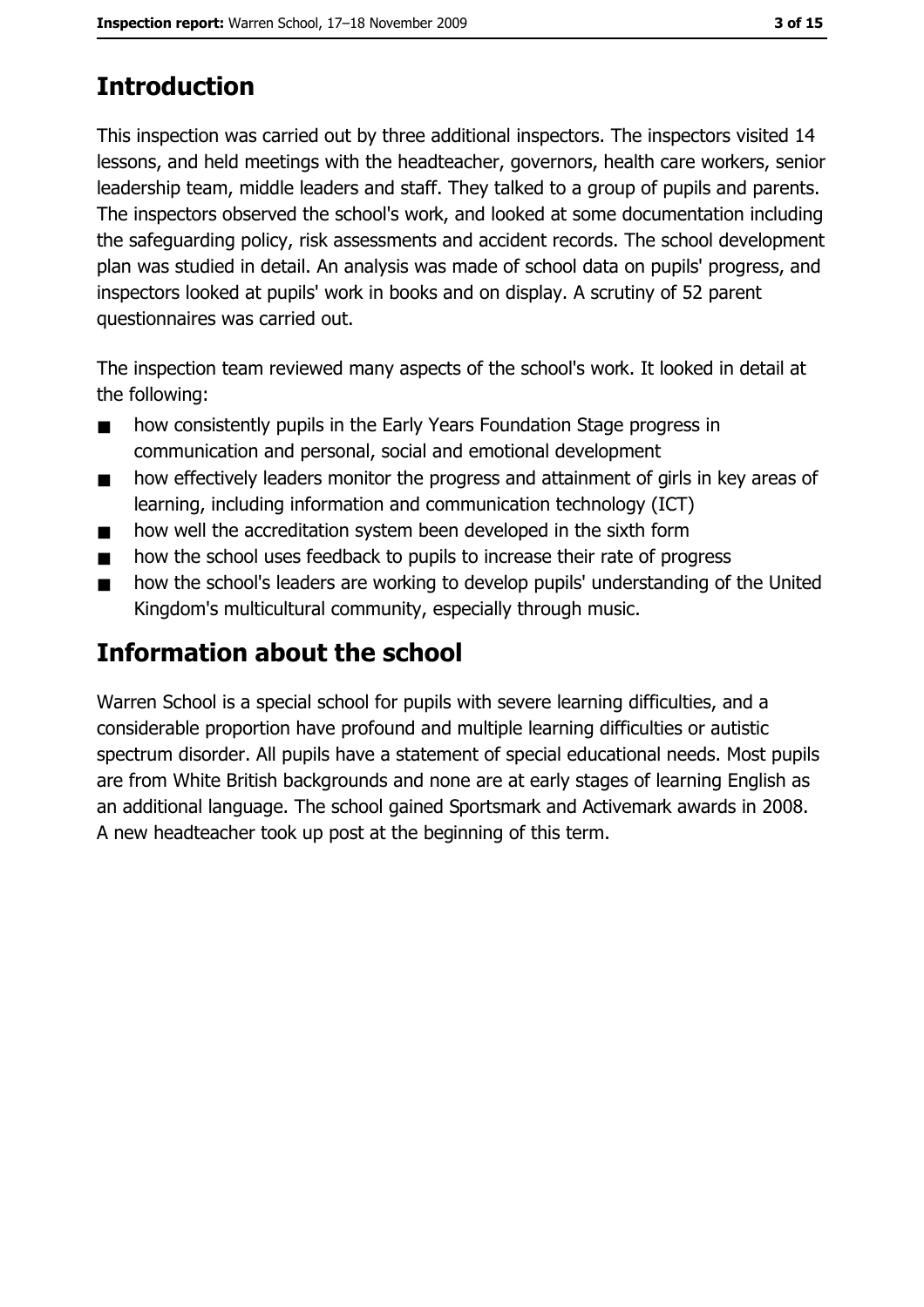## Introduction

This inspection was carried out by three additional inspectors. The inspectors visited 14 lessons, and held meetings with the headteacher, governors, health care workers, senior leadership team, middle leaders and staff. They talked to a group of pupils and parents. The inspectors observed the school's work, and looked at some documentation including the safeguarding policy, risk assessments and accident records. The school development plan was studied in detail. An analysis was made of school data on pupils' progress, and inspectors looked at pupils' work in books and on display. A scrutiny of 52 parent questionnaires was carried out.

The inspection team reviewed many aspects of the school's work. It looked in detail at the following:

- how consistently pupils in the Early Years Foundation Stage progress in communication and personal, social and emotional development
- how effectively leaders monitor the progress and attainment of girls in key areas of learning, including information and communication technology (ICT)
- how well the accreditation system been developed in the sixth form
- how the school uses feedback to pupils to increase their rate of progress
- how the school's leaders are working to develop pupils' understanding of the United Kingdom's multicultural community, especially through music.

## Information about the school

Warren School is a special school for pupils with severe learning difficulties, and a considerable proportion have profound and multiple learning difficulties or autistic spectrum disorder. All pupils have a statement of special educational needs. Most pupils are from White British backgrounds and none are at early stages of learning English as an additional language. The school gained Sportsmark and Activemark awards in 2008. A new headteacher took up post at the beginning of this term.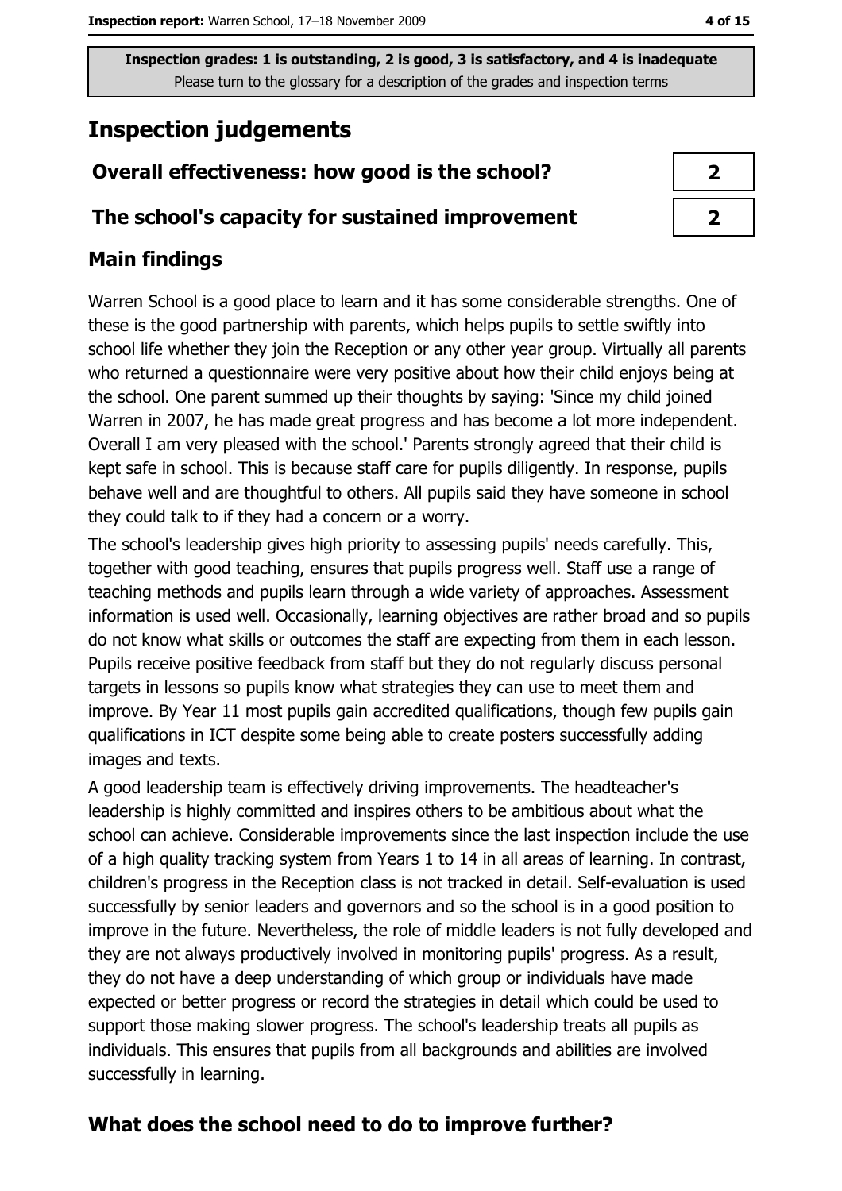Inspection grades: 1 is outstanding, 2 is good, 3 is satisfactory, and 4 is inadequate
Please turn to the glossary for a description of the grades and inspection terms

# Inspection judgements

| | |
|---|---|
| **Overall effectiveness: how good is the school?** | **2** |
| **The school's capacity for sustained improvement** | **2** |

## Main findings

Warren School is a good place to learn and it has some considerable strengths. One of these is the good partnership with parents, which helps pupils to settle swiftly into school life whether they join the Reception or any other year group. Virtually all parents who returned a questionnaire were very positive about how their child enjoys being at the school. One parent summed up their thoughts by saying: 'Since my child joined Warren in 2007, he has made great progress and has become a lot more independent. Overall I am very pleased with the school.' Parents strongly agreed that their child is kept safe in school. This is because staff care for pupils diligently. In response, pupils behave well and are thoughtful to others. All pupils said they have someone in school they could talk to if they had a concern or a worry.

The school's leadership gives high priority to assessing pupils' needs carefully. This, together with good teaching, ensures that pupils progress well. Staff use a range of teaching methods and pupils learn through a wide variety of approaches. Assessment information is used well. Occasionally, learning objectives are rather broad and so pupils do not know what skills or outcomes the staff are expecting from them in each lesson. Pupils receive positive feedback from staff but they do not regularly discuss personal targets in lessons so pupils know what strategies they can use to meet them and improve. By Year 11 most pupils gain accredited qualifications, though few pupils gain qualifications in ICT despite some being able to create posters successfully adding images and texts.

A good leadership team is effectively driving improvements. The headteacher's leadership is highly committed and inspires others to be ambitious about what the school can achieve. Considerable improvements since the last inspection include the use of a high quality tracking system from Years 1 to 14 in all areas of learning. In contrast, children's progress in the Reception class is not tracked in detail. Self-evaluation is used successfully by senior leaders and governors and so the school is in a good position to improve in the future. Nevertheless, the role of middle leaders is not fully developed and they are not always productively involved in monitoring pupils' progress. As a result, they do not have a deep understanding of which group or individuals have made expected or better progress or record the strategies in detail which could be used to support those making slower progress. The school's leadership treats all pupils as individuals. This ensures that pupils from all backgrounds and abilities are involved successfully in learning.

## What does the school need to do to improve further?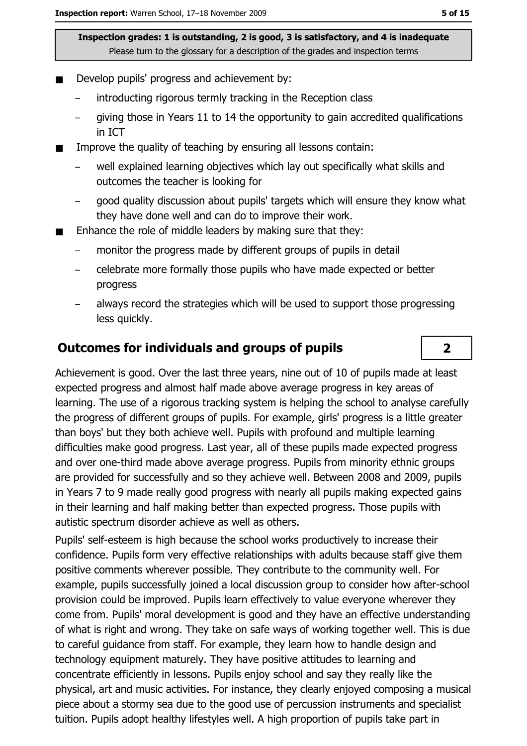Inspection grades: 1 is outstanding, 2 is good, 3 is satisfactory, and 4 is inadequate
Please turn to the glossary for a description of the grades and inspection terms

- Develop pupils' progress and achievement by:
  - introducting rigorous termly tracking in the Reception class
  - giving those in Years 11 to 14 the opportunity to gain accredited qualifications in ICT
- Improve the quality of teaching by ensuring all lessons contain:
  - well explained learning objectives which lay out specifically what skills and outcomes the teacher is looking for
  - good quality discussion about pupils' targets which will ensure they know what they have done well and can do to improve their work.
- Enhance the role of middle leaders by making sure that they:
  - monitor the progress made by different groups of pupils in detail
  - celebrate more formally those pupils who have made expected or better progress
  - always record the strategies which will be used to support those progressing less quickly.

## Outcomes for individuals and groups of pupils

**2**

Achievement is good. Over the last three years, nine out of 10 of pupils made at least expected progress and almost half made above average progress in key areas of learning. The use of a rigorous tracking system is helping the school to analyse carefully the progress of different groups of pupils. For example, girls' progress is a little greater than boys' but they both achieve well. Pupils with profound and multiple learning difficulties make good progress. Last year, all of these pupils made expected progress and over one-third made above average progress. Pupils from minority ethnic groups are provided for successfully and so they achieve well. Between 2008 and 2009, pupils in Years 7 to 9 made really good progress with nearly all pupils making expected gains in their learning and half making better than expected progress. Those pupils with autistic spectrum disorder achieve as well as others.

Pupils' self-esteem is high because the school works productively to increase their confidence. Pupils form very effective relationships with adults because staff give them positive comments wherever possible. They contribute to the community well. For example, pupils successfully joined a local discussion group to consider how after-school provision could be improved. Pupils learn effectively to value everyone wherever they come from. Pupils' moral development is good and they have an effective understanding of what is right and wrong. They take on safe ways of working together well. This is due to careful guidance from staff. For example, they learn how to handle design and technology equipment maturely. They have positive attitudes to learning and concentrate efficiently in lessons. Pupils enjoy school and say they really like the physical, art and music activities. For instance, they clearly enjoyed composing a musical piece about a stormy sea due to the good use of percussion instruments and specialist tuition. Pupils adopt healthy lifestyles well. A high proportion of pupils take part in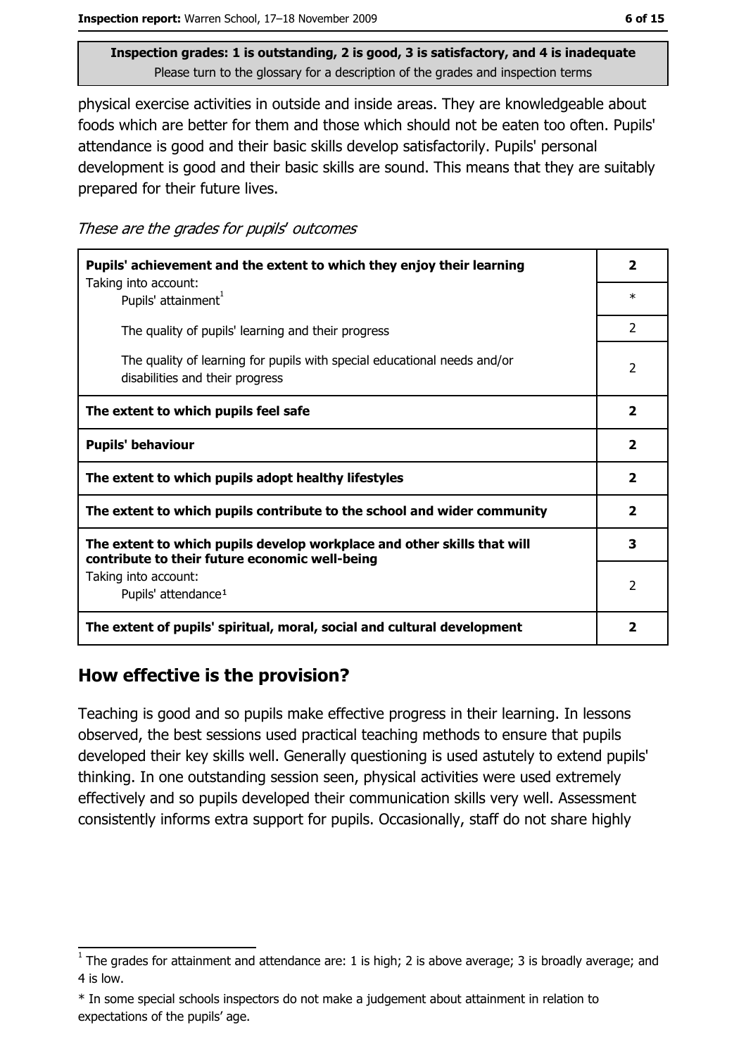**Inspection grades: 1 is outstanding, 2 is good, 3 is satisfactory, and 4 is inadequate**
Please turn to the glossary for a description of the grades and inspection terms

physical exercise activities in outside and inside areas. They are knowledgeable about foods which are better for them and those which should not be eaten too often. Pupils' attendance is good and their basic skills develop satisfactorily. Pupils' personal development is good and their basic skills are sound. This means that they are suitably prepared for their future lives.

*These are the grades for pupils' outcomes*

| | |
|---|---|
| **Pupils' achievement and the extent to which they enjoy their learning** | **2** |
| Taking into account: Pupils' attainment[1] | * |
| The quality of pupils' learning and their progress | 2 |
| The quality of learning for pupils with special educational needs and/or disabilities and their progress | 2 |
| **The extent to which pupils feel safe** | **2** |
| **Pupils' behaviour** | **2** |
| **The extent to which pupils adopt healthy lifestyles** | **2** |
| **The extent to which pupils contribute to the school and wider community** | **2** |
| **The extent to which pupils develop workplace and other skills that will contribute to their future economic well-being** | **3** |
| Taking into account: Pupils' attendance[1] | 2 |
| **The extent of pupils' spiritual, moral, social and cultural development** | **2** |

## How effective is the provision?

Teaching is good and so pupils make effective progress in their learning. In lessons observed, the best sessions used practical teaching methods to ensure that pupils developed their key skills well. Generally questioning is used astutely to extend pupils' thinking. In one outstanding session seen, physical activities were used extremely effectively and so pupils developed their communication skills very well. Assessment consistently informs extra support for pupils. Occasionally, staff do not share highly

---

[1] The grades for attainment and attendance are: 1 is high; 2 is above average; 3 is broadly average; and 4 is low.

* In some special schools inspectors do not make a judgement about attainment in relation to expectations of the pupils' age.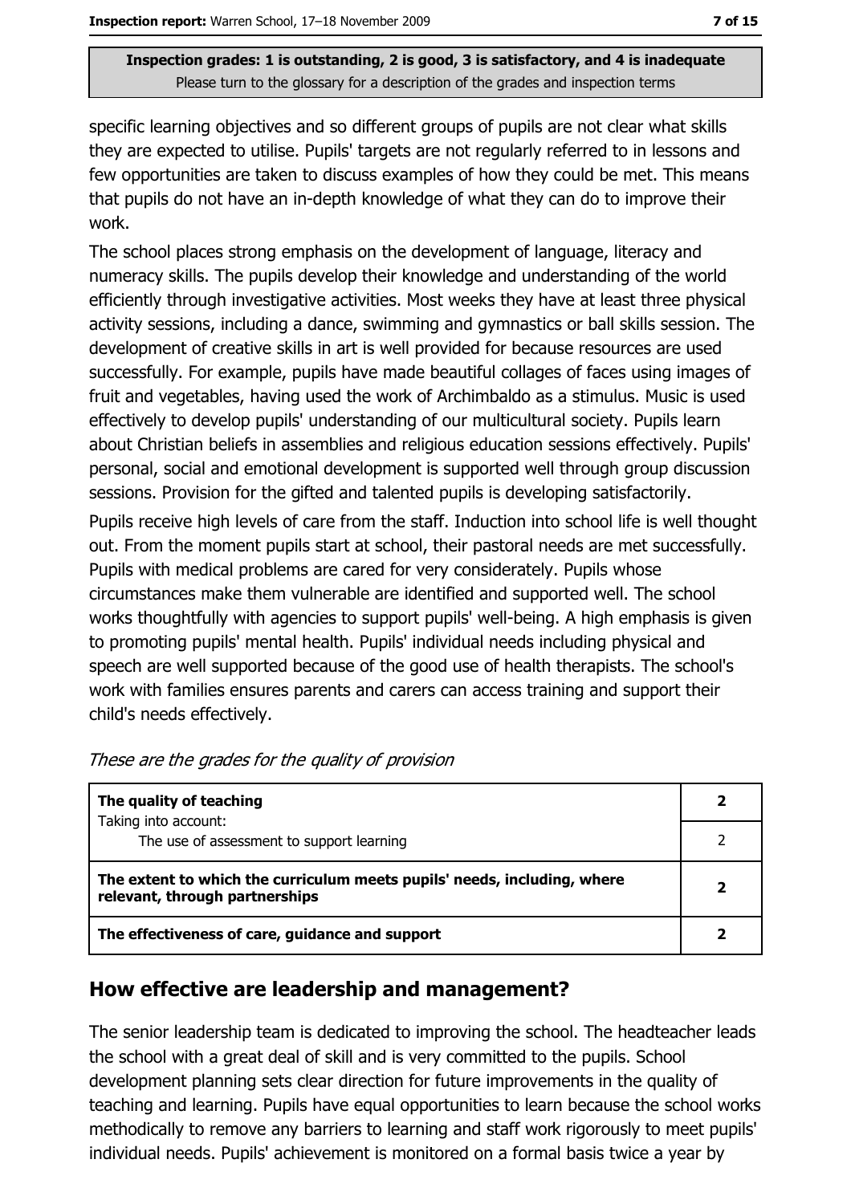Inspection grades: 1 is outstanding, 2 is good, 3 is satisfactory, and 4 is inadequate
Please turn to the glossary for a description of the grades and inspection terms

specific learning objectives and so different groups of pupils are not clear what skills they are expected to utilise. Pupils' targets are not regularly referred to in lessons and few opportunities are taken to discuss examples of how they could be met. This means that pupils do not have an in-depth knowledge of what they can do to improve their work.

The school places strong emphasis on the development of language, literacy and numeracy skills. The pupils develop their knowledge and understanding of the world efficiently through investigative activities. Most weeks they have at least three physical activity sessions, including a dance, swimming and gymnastics or ball skills session. The development of creative skills in art is well provided for because resources are used successfully. For example, pupils have made beautiful collages of faces using images of fruit and vegetables, having used the work of Archimbaldo as a stimulus. Music is used effectively to develop pupils' understanding of our multicultural society. Pupils learn about Christian beliefs in assemblies and religious education sessions effectively. Pupils' personal, social and emotional development is supported well through group discussion sessions. Provision for the gifted and talented pupils is developing satisfactorily.

Pupils receive high levels of care from the staff. Induction into school life is well thought out. From the moment pupils start at school, their pastoral needs are met successfully. Pupils with medical problems are cared for very considerately. Pupils whose circumstances make them vulnerable are identified and supported well. The school works thoughtfully with agencies to support pupils' well-being. A high emphasis is given to promoting pupils' mental health. Pupils' individual needs including physical and speech are well supported because of the good use of health therapists. The school's work with families ensures parents and carers can access training and support their child's needs effectively.

*These are the grades for the quality of provision*

| | |
|---|---|
| **The quality of teaching**<br>Taking into account: | **2** |
| The use of assessment to support learning | 2 |
| **The extent to which the curriculum meets pupils' needs, including, where relevant, through partnerships** | **2** |
| **The effectiveness of care, guidance and support** | **2** |

## How effective are leadership and management?

The senior leadership team is dedicated to improving the school. The headteacher leads the school with a great deal of skill and is very committed to the pupils. School development planning sets clear direction for future improvements in the quality of teaching and learning. Pupils have equal opportunities to learn because the school works methodically to remove any barriers to learning and staff work rigorously to meet pupils' individual needs. Pupils' achievement is monitored on a formal basis twice a year by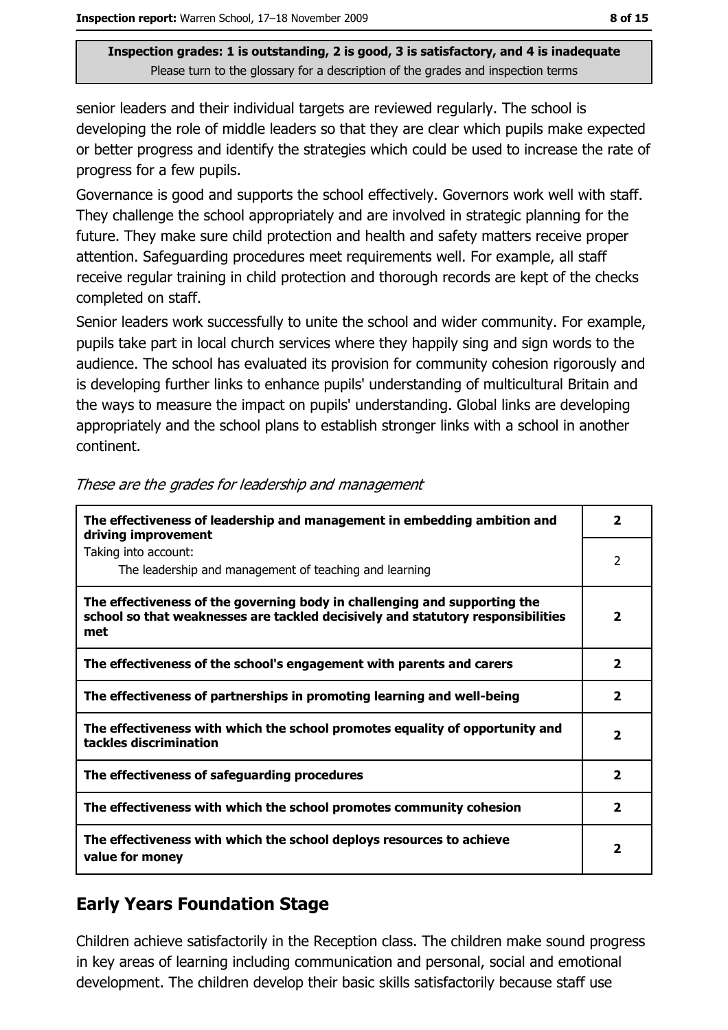Inspection grades: 1 is outstanding, 2 is good, 3 is satisfactory, and 4 is inadequate
Please turn to the glossary for a description of the grades and inspection terms

senior leaders and their individual targets are reviewed regularly. The school is developing the role of middle leaders so that they are clear which pupils make expected or better progress and identify the strategies which could be used to increase the rate of progress for a few pupils.

Governance is good and supports the school effectively. Governors work well with staff. They challenge the school appropriately and are involved in strategic planning for the future. They make sure child protection and health and safety matters receive proper attention. Safeguarding procedures meet requirements well. For example, all staff receive regular training in child protection and thorough records are kept of the checks completed on staff.

Senior leaders work successfully to unite the school and wider community. For example, pupils take part in local church services where they happily sing and sign words to the audience. The school has evaluated its provision for community cohesion rigorously and is developing further links to enhance pupils' understanding of multicultural Britain and the ways to measure the impact on pupils' understanding. Global links are developing appropriately and the school plans to establish stronger links with a school in another continent.

*These are the grades for leadership and management*

| | |
|---|---|
| **The effectiveness of leadership and management in embedding ambition and driving improvement** | **2** |
| Taking into account: The leadership and management of teaching and learning | 2 |
| **The effectiveness of the governing body in challenging and supporting the school so that weaknesses are tackled decisively and statutory responsibilities met** | **2** |
| **The effectiveness of the school's engagement with parents and carers** | **2** |
| **The effectiveness of partnerships in promoting learning and well-being** | **2** |
| **The effectiveness with which the school promotes equality of opportunity and tackles discrimination** | **2** |
| **The effectiveness of safeguarding procedures** | **2** |
| **The effectiveness with which the school promotes community cohesion** | **2** |
| **The effectiveness with which the school deploys resources to achieve value for money** | **2** |

## Early Years Foundation Stage

Children achieve satisfactorily in the Reception class. The children make sound progress in key areas of learning including communication and personal, social and emotional development. The children develop their basic skills satisfactorily because staff use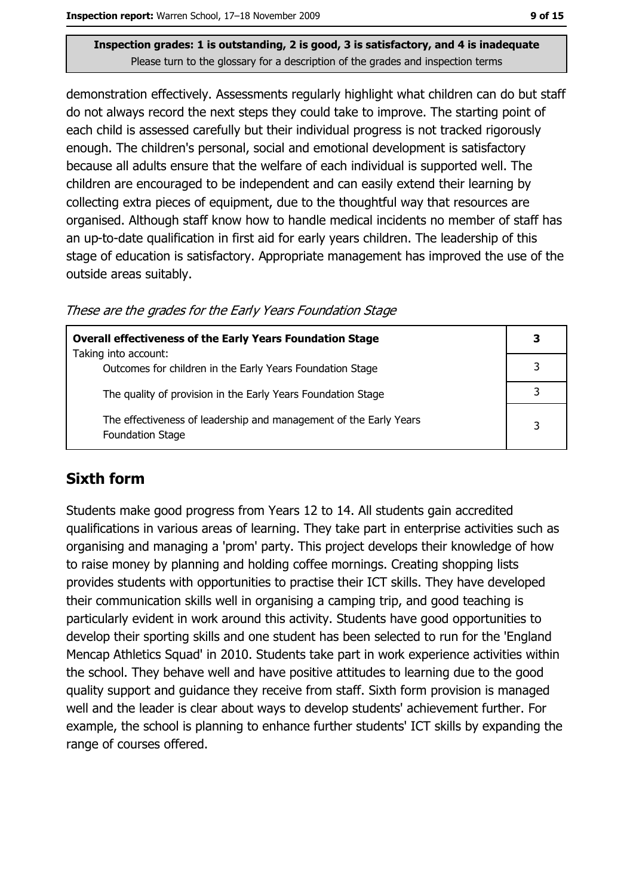**Inspection grades: 1 is outstanding, 2 is good, 3 is satisfactory, and 4 is inadequate**
Please turn to the glossary for a description of the grades and inspection terms

demonstration effectively. Assessments regularly highlight what children can do but staff do not always record the next steps they could take to improve. The starting point of each child is assessed carefully but their individual progress is not tracked rigorously enough. The children's personal, social and emotional development is satisfactory because all adults ensure that the welfare of each individual is supported well. The children are encouraged to be independent and can easily extend their learning by collecting extra pieces of equipment, due to the thoughtful way that resources are organised. Although staff know how to handle medical incidents no member of staff has an up-to-date qualification in first aid for early years children. The leadership of this stage of education is satisfactory. Appropriate management has improved the use of the outside areas suitably.

*These are the grades for the Early Years Foundation Stage*

| **Overall effectiveness of the Early Years Foundation Stage** | **3** |
|---|---|
| Taking into account: Outcomes for children in the Early Years Foundation Stage | 3 |
| The quality of provision in the Early Years Foundation Stage | 3 |
| The effectiveness of leadership and management of the Early Years Foundation Stage | 3 |

## Sixth form

Students make good progress from Years 12 to 14. All students gain accredited qualifications in various areas of learning. They take part in enterprise activities such as organising and managing a 'prom' party. This project develops their knowledge of how to raise money by planning and holding coffee mornings. Creating shopping lists provides students with opportunities to practise their ICT skills. They have developed their communication skills well in organising a camping trip, and good teaching is particularly evident in work around this activity. Students have good opportunities to develop their sporting skills and one student has been selected to run for the 'England Mencap Athletics Squad' in 2010. Students take part in work experience activities within the school. They behave well and have positive attitudes to learning due to the good quality support and guidance they receive from staff. Sixth form provision is managed well and the leader is clear about ways to develop students' achievement further. For example, the school is planning to enhance further students' ICT skills by expanding the range of courses offered.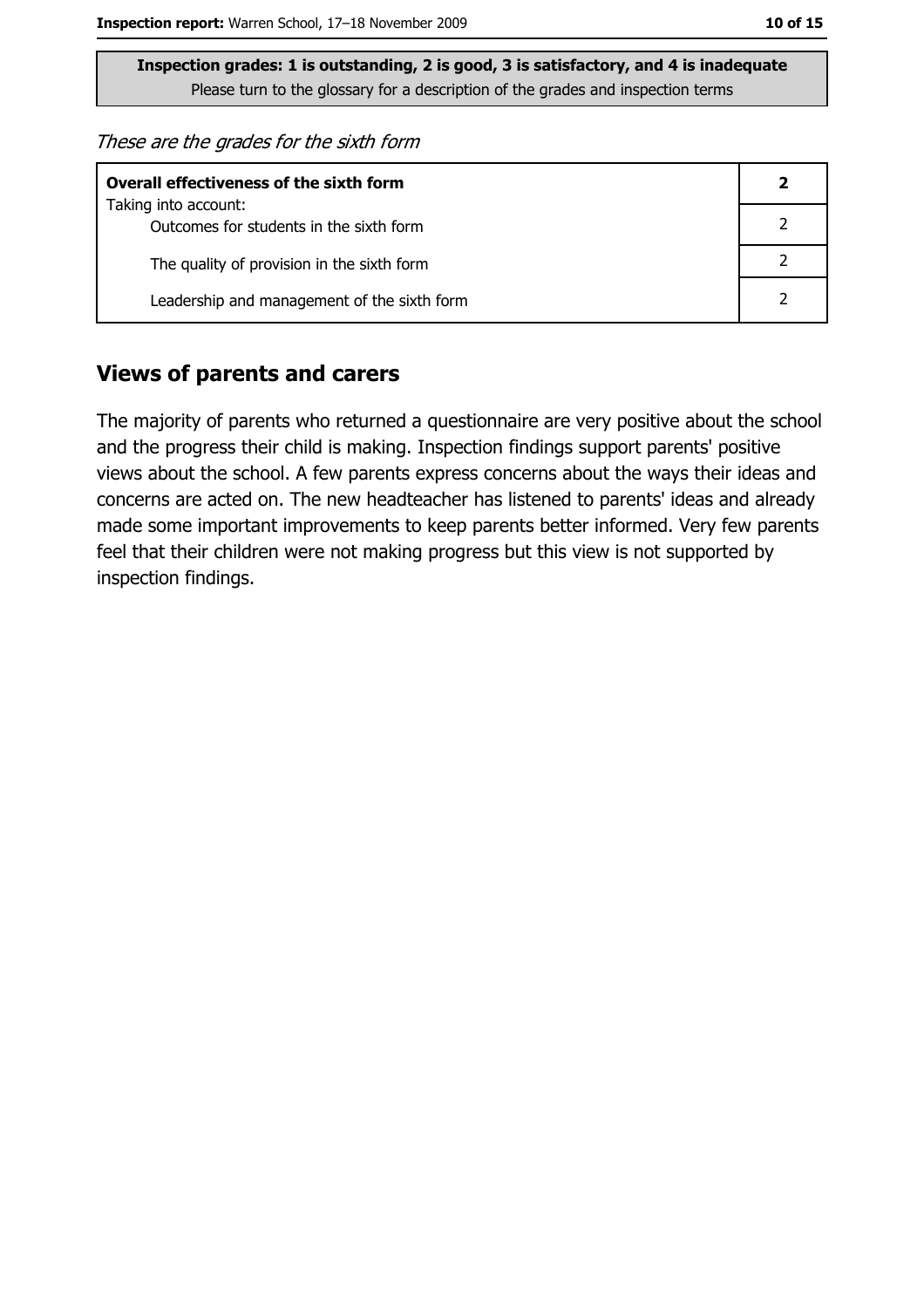**Inspection grades: 1 is outstanding, 2 is good, 3 is satisfactory, and 4 is inadequate**
Please turn to the glossary for a description of the grades and inspection terms

*These are the grades for the sixth form*

| **Overall effectiveness of the sixth form** | **2** |
|---|---|
| Taking into account: Outcomes for students in the sixth form | 2 |
| The quality of provision in the sixth form | 2 |
| Leadership and management of the sixth form | 2 |

## Views of parents and carers

The majority of parents who returned a questionnaire are very positive about the school and the progress their child is making. Inspection findings support parents' positive views about the school. A few parents express concerns about the ways their ideas and concerns are acted on. The new headteacher has listened to parents' ideas and already made some important improvements to keep parents better informed. Very few parents feel that their children were not making progress but this view is not supported by inspection findings.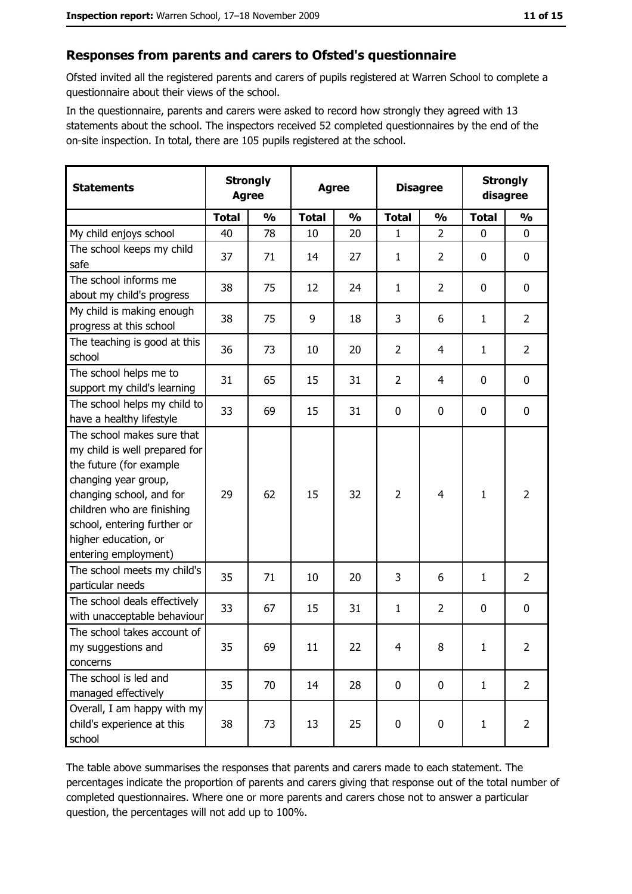## Responses from parents and carers to Ofsted's questionnaire

Ofsted invited all the registered parents and carers of pupils registered at Warren School to complete a questionnaire about their views of the school.

In the questionnaire, parents and carers were asked to record how strongly they agreed with 13 statements about the school. The inspectors received 52 completed questionnaires by the end of the on-site inspection. In total, there are 105 pupils registered at the school.

| Statements | Strongly Agree | | Agree | | Disagree | | Strongly disagree | |
|---|---|---|---|---|---|---|---|---|
| | **Total** | **%** | **Total** | **%** | **Total** | **%** | **Total** | **%** |
| My child enjoys school | 40 | 78 | 10 | 20 | 1 | 2 | 0 | 0 |
| The school keeps my child safe | 37 | 71 | 14 | 27 | 1 | 2 | 0 | 0 |
| The school informs me about my child's progress | 38 | 75 | 12 | 24 | 1 | 2 | 0 | 0 |
| My child is making enough progress at this school | 38 | 75 | 9 | 18 | 3 | 6 | 1 | 2 |
| The teaching is good at this school | 36 | 73 | 10 | 20 | 2 | 4 | 1 | 2 |
| The school helps me to support my child's learning | 31 | 65 | 15 | 31 | 2 | 4 | 0 | 0 |
| The school helps my child to have a healthy lifestyle | 33 | 69 | 15 | 31 | 0 | 0 | 0 | 0 |
| The school makes sure that my child is well prepared for the future (for example changing year group, changing school, and for children who are finishing school, entering further or higher education, or entering employment) | 29 | 62 | 15 | 32 | 2 | 4 | 1 | 2 |
| The school meets my child's particular needs | 35 | 71 | 10 | 20 | 3 | 6 | 1 | 2 |
| The school deals effectively with unacceptable behaviour | 33 | 67 | 15 | 31 | 1 | 2 | 0 | 0 |
| The school takes account of my suggestions and concerns | 35 | 69 | 11 | 22 | 4 | 8 | 1 | 2 |
| The school is led and managed effectively | 35 | 70 | 14 | 28 | 0 | 0 | 1 | 2 |
| Overall, I am happy with my child's experience at this school | 38 | 73 | 13 | 25 | 0 | 0 | 1 | 2 |

The table above summarises the responses that parents and carers made to each statement. The percentages indicate the proportion of parents and carers giving that response out of the total number of completed questionnaires. Where one or more parents and carers chose not to answer a particular question, the percentages will not add up to 100%.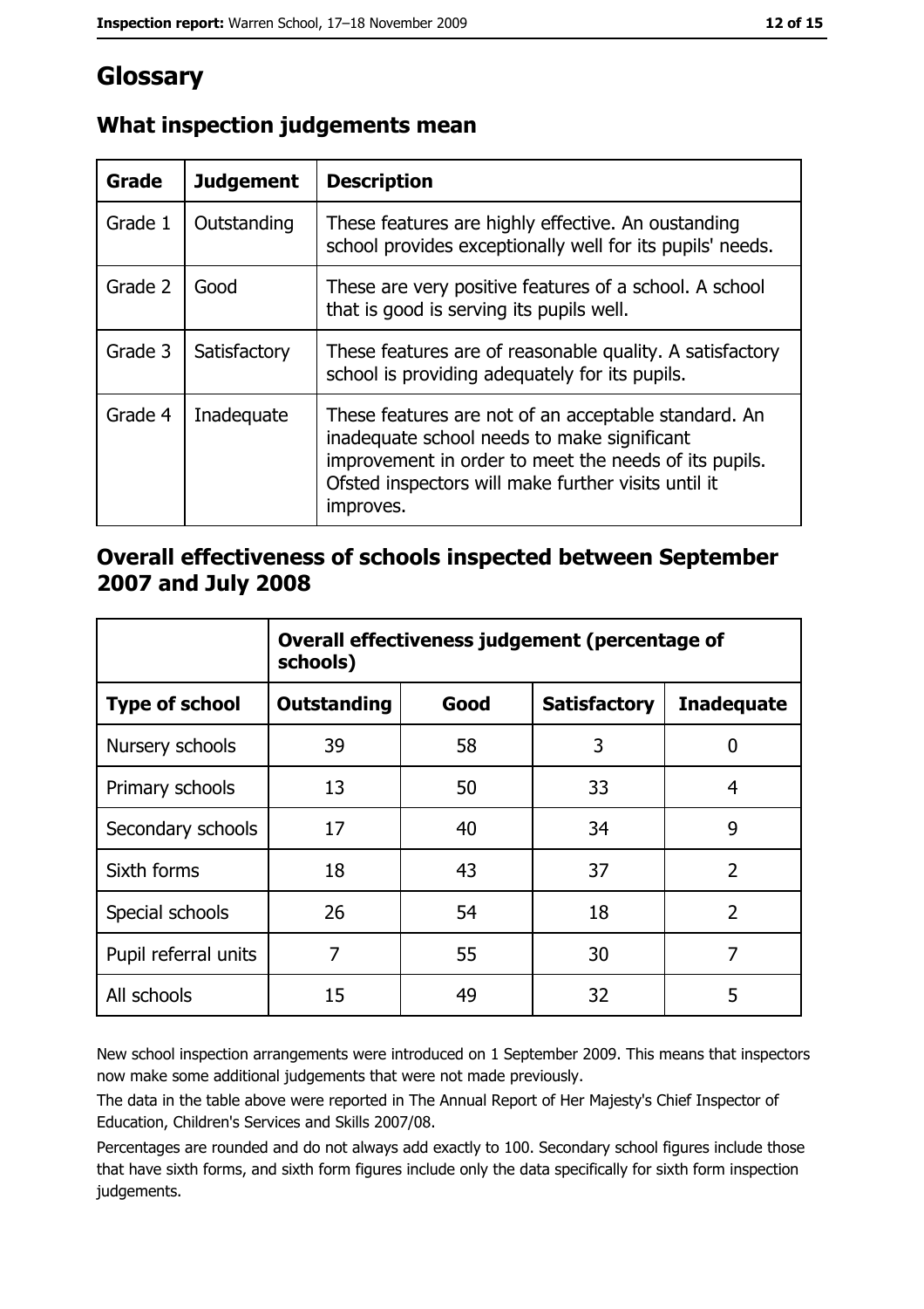# Glossary

## What inspection judgements mean

| Grade | Judgement | Description |
| --- | --- | --- |
| Grade 1 | Outstanding | These features are highly effective. An oustanding school provides exceptionally well for its pupils' needs. |
| Grade 2 | Good | These are very positive features of a school. A school that is good is serving its pupils well. |
| Grade 3 | Satisfactory | These features are of reasonable quality. A satisfactory school is providing adequately for its pupils. |
| Grade 4 | Inadequate | These features are not of an acceptable standard. An inadequate school needs to make significant improvement in order to meet the needs of its pupils. Ofsted inspectors will make further visits until it improves. |

## Overall effectiveness of schools inspected between September 2007 and July 2008

| | Overall effectiveness judgement (percentage of schools) | | | |
| --- | --- | --- | --- | --- |
| **Type of school** | **Outstanding** | **Good** | **Satisfactory** | **Inadequate** |
| Nursery schools | 39 | 58 | 3 | 0 |
| Primary schools | 13 | 50 | 33 | 4 |
| Secondary schools | 17 | 40 | 34 | 9 |
| Sixth forms | 18 | 43 | 37 | 2 |
| Special schools | 26 | 54 | 18 | 2 |
| Pupil referral units | 7 | 55 | 30 | 7 |
| All schools | 15 | 49 | 32 | 5 |

New school inspection arrangements were introduced on 1 September 2009. This means that inspectors now make some additional judgements that were not made previously.

The data in the table above were reported in The Annual Report of Her Majesty's Chief Inspector of Education, Children's Services and Skills 2007/08.

Percentages are rounded and do not always add exactly to 100. Secondary school figures include those that have sixth forms, and sixth form figures include only the data specifically for sixth form inspection judgements.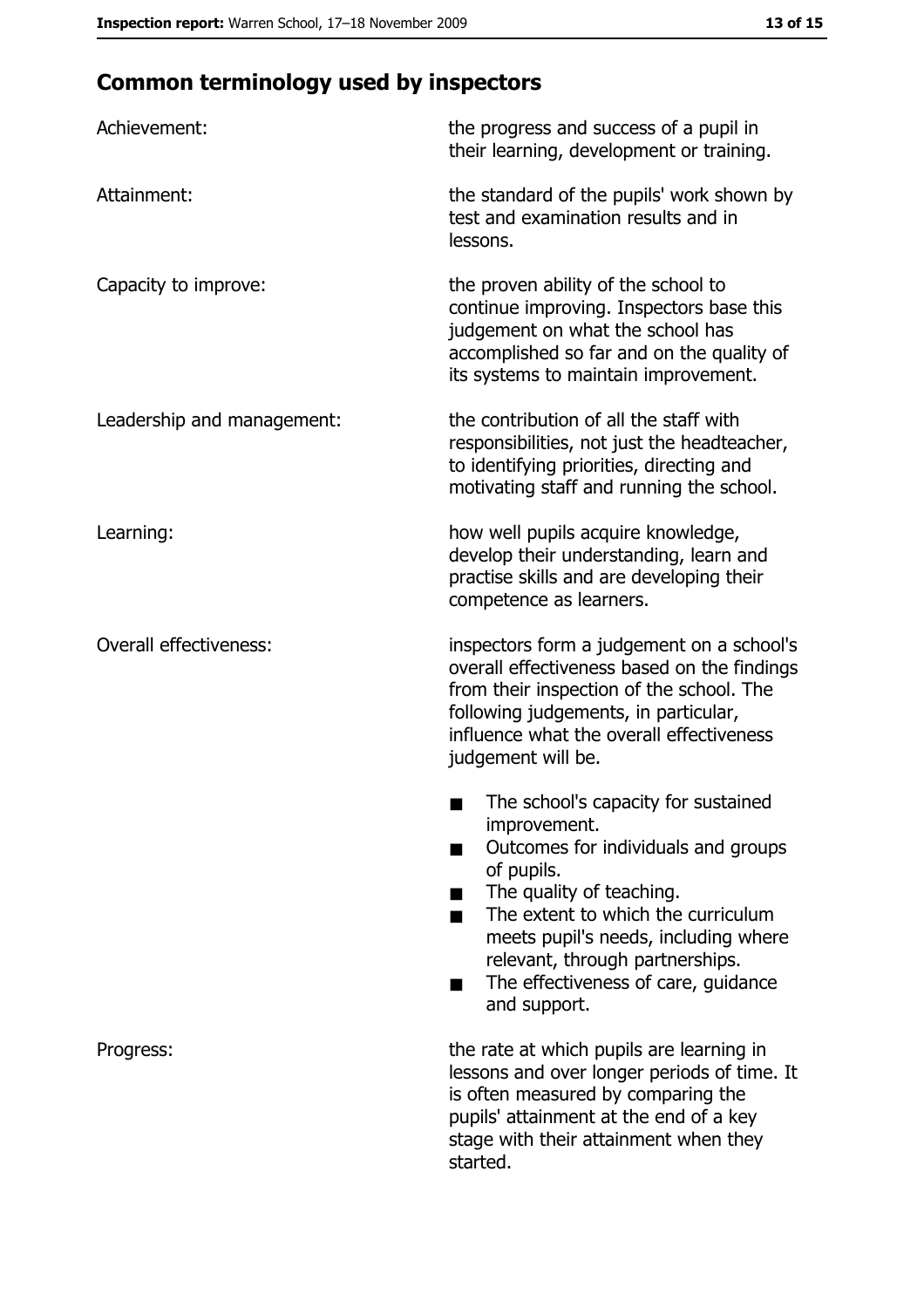## Common terminology used by inspectors

| | |
|---|---|
| Achievement: | the progress and success of a pupil in their learning, development or training. |
| Attainment: | the standard of the pupils' work shown by test and examination results and in lessons. |
| Capacity to improve: | the proven ability of the school to continue improving. Inspectors base this judgement on what the school has accomplished so far and on the quality of its systems to maintain improvement. |
| Leadership and management: | the contribution of all the staff with responsibilities, not just the headteacher, to identifying priorities, directing and motivating staff and running the school. |
| Learning: | how well pupils acquire knowledge, develop their understanding, learn and practise skills and are developing their competence as learners. |
| Overall effectiveness: | inspectors form a judgement on a school's overall effectiveness based on the findings from their inspection of the school. The following judgements, in particular, influence what the overall effectiveness judgement will be. ■ The school's capacity for sustained improvement. ■ Outcomes for individuals and groups of pupils. ■ The quality of teaching. ■ The extent to which the curriculum meets pupil's needs, including where relevant, through partnerships. ■ The effectiveness of care, guidance and support. |
| Progress: | the rate at which pupils are learning in lessons and over longer periods of time. It is often measured by comparing the pupils' attainment at the end of a key stage with their attainment when they started. |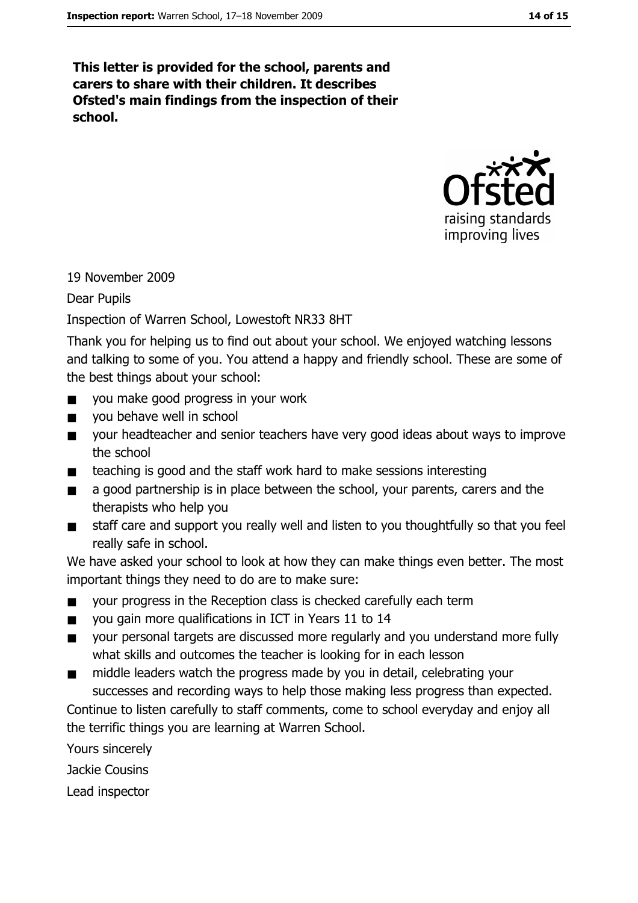**This letter is provided for the school, parents and carers to share with their children. It describes Ofsted's main findings from the inspection of their school.**

19 November 2009

Dear Pupils

Inspection of Warren School, Lowestoft NR33 8HT

Thank you for helping us to find out about your school. We enjoyed watching lessons and talking to some of you. You attend a happy and friendly school. These are some of the best things about your school:

- you make good progress in your work
- you behave well in school
- your headteacher and senior teachers have very good ideas about ways to improve the school
- teaching is good and the staff work hard to make sessions interesting
- a good partnership is in place between the school, your parents, carers and the therapists who help you
- staff care and support you really well and listen to you thoughtfully so that you feel really safe in school.

We have asked your school to look at how they can make things even better. The most important things they need to do are to make sure:

- your progress in the Reception class is checked carefully each term
- you gain more qualifications in ICT in Years 11 to 14
- your personal targets are discussed more regularly and you understand more fully what skills and outcomes the teacher is looking for in each lesson
- middle leaders watch the progress made by you in detail, celebrating your successes and recording ways to help those making less progress than expected.

Continue to listen carefully to staff comments, come to school everyday and enjoy all the terrific things you are learning at Warren School.

Yours sincerely

Jackie Cousins

Lead inspector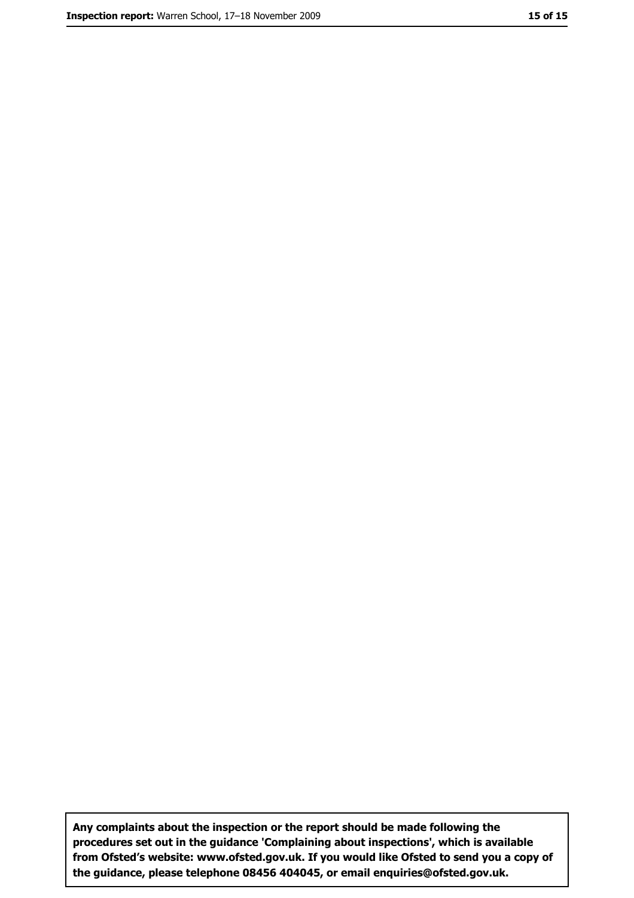**Any complaints about the inspection or the report should be made following the procedures set out in the guidance 'Complaining about inspections', which is available from Ofsted's website: www.ofsted.gov.uk. If you would like Ofsted to send you a copy of the guidance, please telephone 08456 404045, or email enquiries@ofsted.gov.uk.**